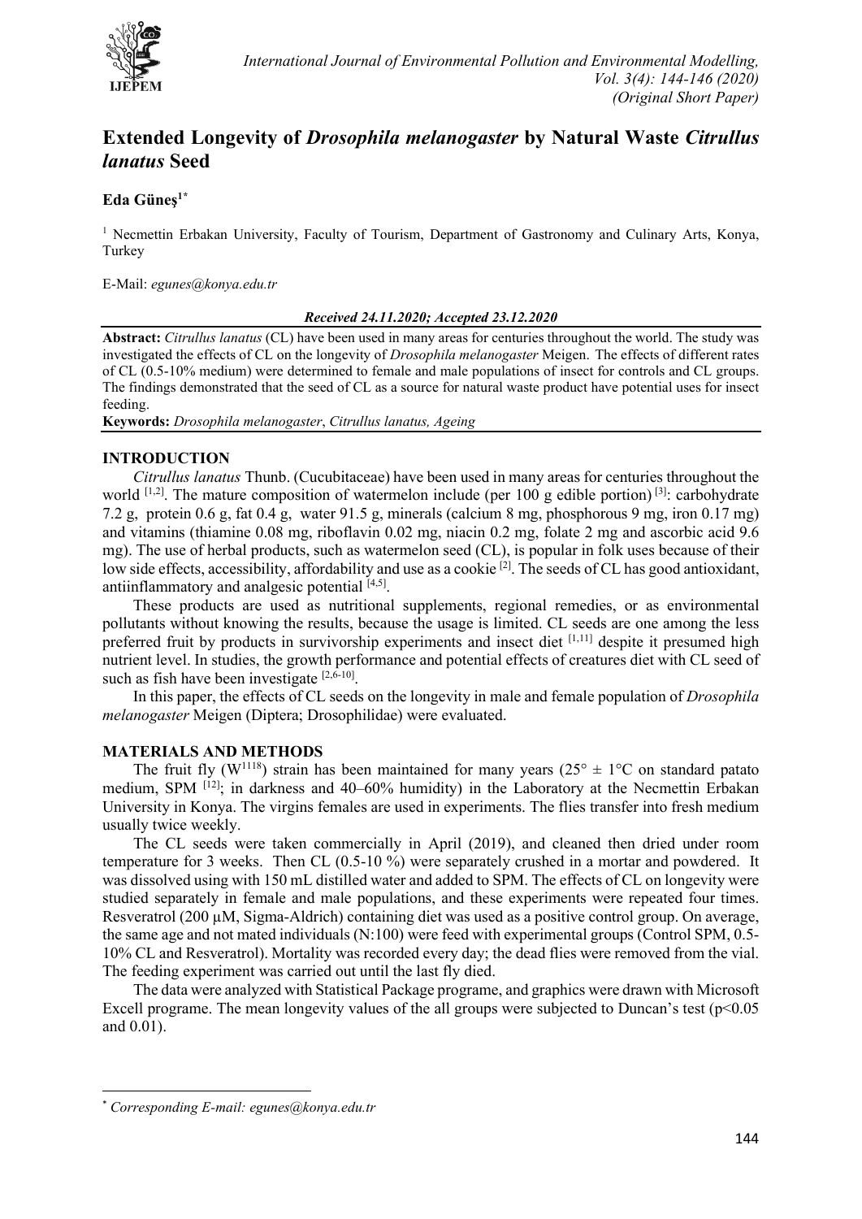# Extended Longevity of *Drosophila melanogaster* by Natural Waste *Citrullus lanatus* Seed

**Eda Güneş**[1*]

[1] Necmettin Erbakan University, Faculty of Tourism, Department of Gastronomy and Culinary Arts, Konya, Turkey

E-Mail: *egunes@konya.edu.tr*

***Received 24.11.2020; Accepted 23.12.2020***

**Abstract:** *Citrullus lanatus* (CL) have been used in many areas for centuries throughout the world. The study was investigated the effects of CL on the longevity of *Drosophila melanogaster* Meigen. The effects of different rates of CL (0.5-10% medium) were determined to female and male populations of insect for controls and CL groups. The findings demonstrated that the seed of CL as a source for natural waste product have potential uses for insect feeding.

**Keywords:** *Drosophila melanogaster*, *Citrullus lanatus, Ageing*

## INTRODUCTION

*Citrullus lanatus* Thunb. (Cucubitaceae) have been used in many areas for centuries throughout the world [1,2]. The mature composition of watermelon include (per 100 g edible portion) [3]: carbohydrate 7.2 g, protein 0.6 g, fat 0.4 g, water 91.5 g, minerals (calcium 8 mg, phosphorous 9 mg, iron 0.17 mg) and vitamins (thiamine 0.08 mg, riboflavin 0.02 mg, niacin 0.2 mg, folate 2 mg and ascorbic acid 9.6 mg). The use of herbal products, such as watermelon seed (CL), is popular in folk uses because of their low side effects, accessibility, affordability and use as a cookie [2]. The seeds of CL has good antioxidant, antiinflammatory and analgesic potential [4,5].

These products are used as nutritional supplements, regional remedies, or as environmental pollutants without knowing the results, because the usage is limited. CL seeds are one among the less preferred fruit by products in survivorship experiments and insect diet [1,11] despite it presumed high nutrient level. In studies, the growth performance and potential effects of creatures diet with CL seed of such as fish have been investigate [2,6-10].

In this paper, the effects of CL seeds on the longevity in male and female population of *Drosophila melanogaster* Meigen (Diptera; Drosophilidae) were evaluated.

## MATERIALS AND METHODS

The fruit fly ($W^{1118}$) strain has been maintained for many years ($25° \pm 1°C$ on standard patato medium, SPM [12]; in darkness and 40–60% humidity) in the Laboratory at the Necmettin Erbakan University in Konya. The virgins females are used in experiments. The flies transfer into fresh medium usually twice weekly.

The CL seeds were taken commercially in April (2019), and cleaned then dried under room temperature for 3 weeks. Then CL (0.5-10 %) were separately crushed in a mortar and powdered. It was dissolved using with 150 mL distilled water and added to SPM. The effects of CL on longevity were studied separately in female and male populations, and these experiments were repeated four times. Resveratrol (200 µM, Sigma-Aldrich) containing diet was used as a positive control group. On average, the same age and not mated individuals (N:100) were feed with experimental groups (Control SPM, 0.5-10% CL and Resveratrol). Mortality was recorded every day; the dead flies were removed from the vial. The feeding experiment was carried out until the last fly died.

The data were analyzed with Statistical Package programe, and graphics were drawn with Microsoft Excell programe. The mean longevity values of the all groups were subjected to Duncan's test ($p<0.05$ and 0.01).

[*] *Corresponding E-mail: egunes@konya.edu.tr*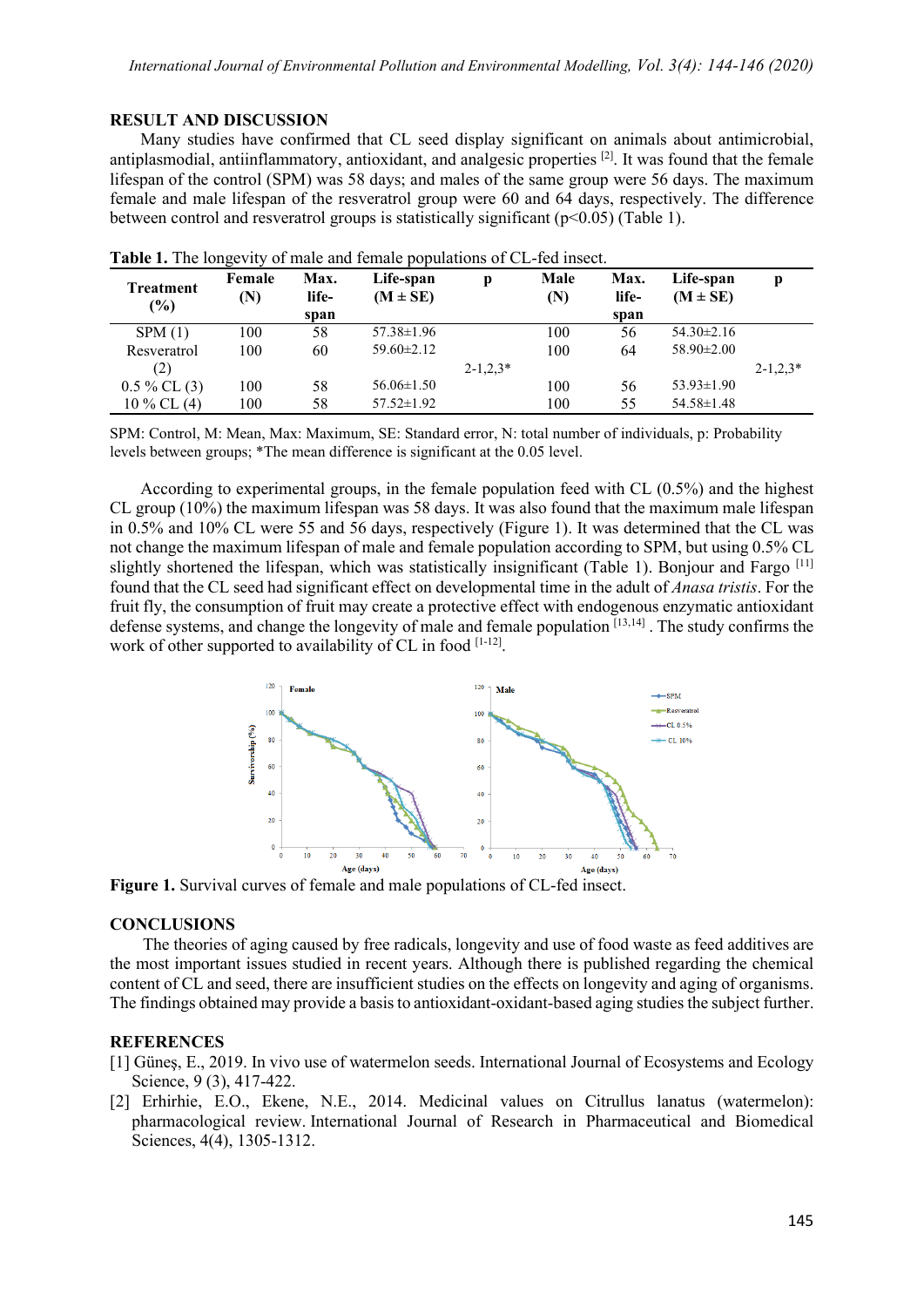## RESULT AND DISCUSSION

Many studies have confirmed that CL seed display significant on animals about antimicrobial, antiplasmodial, antiinflammatory, antioxidant, and analgesic properties [2]. It was found that the female lifespan of the control (SPM) was 58 days; and males of the same group were 56 days. The maximum female and male lifespan of the resveratrol group were 60 and 64 days, respectively. The difference between control and resveratrol groups is statistically significant ($p<0.05$) (Table 1).

**Table 1.** The longevity of male and female populations of CL-fed insect.

| Treatment (%) | Female (N) | Max. life-span | Life-span (M ± SE) | p | Male (N) | Max. life-span | Life-span (M ± SE) | p |
|---|---|---|---|---|---|---|---|---|
| SPM (1) | 100 | 58 | 57.38±1.96 | | 100 | 56 | 54.30±2.16 | |
| Resveratrol (2) | 100 | 60 | 59.60±2.12 | 2-1,2,3* | 100 | 64 | 58.90±2.00 | 2-1,2,3* |
| 0.5 % CL (3) | 100 | 58 | 56.06±1.50 | | 100 | 56 | 53.93±1.90 | |
| 10 % CL (4) | 100 | 58 | 57.52±1.92 | | 100 | 55 | 54.58±1.48 | |

SPM: Control, M: Mean, Max: Maximum, SE: Standard error, N: total number of individuals, p: Probability levels between groups; *The mean difference is significant at the 0.05 level.

According to experimental groups, in the female population feed with CL (0.5%) and the highest CL group (10%) the maximum lifespan was 58 days. It was also found that the maximum male lifespan in 0.5% and 10% CL were 55 and 56 days, respectively (Figure 1). It was determined that the CL was not change the maximum lifespan of male and female population according to SPM, but using 0.5% CL slightly shortened the lifespan, which was statistically insignificant (Table 1). Bonjour and Fargo [11] found that the CL seed had significant effect on developmental time in the adult of *Anasa tristis*. For the fruit fly, the consumption of fruit may create a protective effect with endogenous enzymatic antioxidant defense systems, and change the longevity of male and female population [13,14]. The study confirms the work of other supported to availability of CL in food [1-12].

**Figure 1.** Survival curves of female and male populations of CL-fed insect.

## CONCLUSIONS

The theories of aging caused by free radicals, longevity and use of food waste as feed additives are the most important issues studied in recent years. Although there is published regarding the chemical content of CL and seed, there are insufficient studies on the effects on longevity and aging of organisms. The findings obtained may provide a basis to antioxidant-oxidant-based aging studies the subject further.

## REFERENCES

[1] Güneş, E., 2019. In vivo use of watermelon seeds. International Journal of Ecosystems and Ecology Science, 9 (3), 417-422.

[2] Erhirhie, E.O., Ekene, N.E., 2014. Medicinal values on Citrullus lanatus (watermelon): pharmacological review. International Journal of Research in Pharmaceutical and Biomedical Sciences, 4(4), 1305-1312.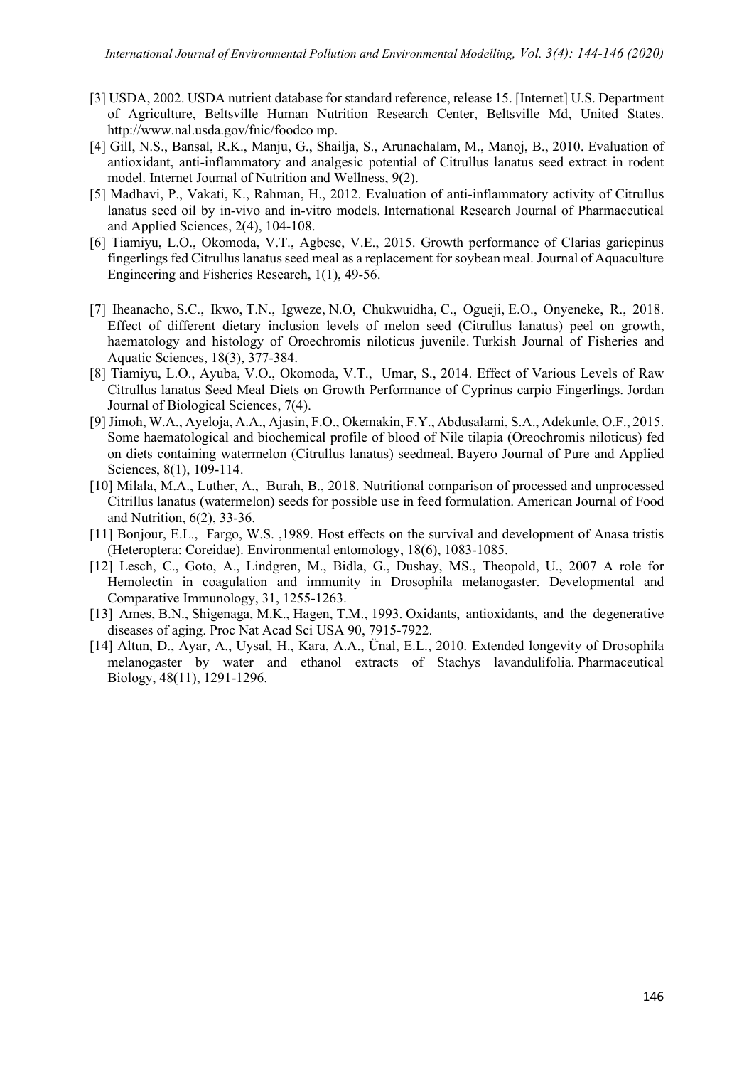[3] USDA, 2002. USDA nutrient database for standard reference, release 15. [Internet] U.S. Department of Agriculture, Beltsville Human Nutrition Research Center, Beltsville Md, United States. http://www.nal.usda.gov/fnic/foodco mp.

[4] Gill, N.S., Bansal, R.K., Manju, G., Shailja, S., Arunachalam, M., Manoj, B., 2010. Evaluation of antioxidant, anti-inflammatory and analgesic potential of Citrullus lanatus seed extract in rodent model. Internet Journal of Nutrition and Wellness, 9(2).

[5] Madhavi, P., Vakati, K., Rahman, H., 2012. Evaluation of anti-inflammatory activity of Citrullus lanatus seed oil by in-vivo and in-vitro models. International Research Journal of Pharmaceutical and Applied Sciences, 2(4), 104-108.

[6] Tiamiyu, L.O., Okomoda, V.T., Agbese, V.E., 2015. Growth performance of Clarias gariepinus fingerlings fed Citrullus lanatus seed meal as a replacement for soybean meal. Journal of Aquaculture Engineering and Fisheries Research, 1(1), 49-56.

[7] Iheanacho, S.C., Ikwo, T.N., Igweze, N.O, Chukwuidha, C., Ogueji, E.O., Onyeneke, R., 2018. Effect of different dietary inclusion levels of melon seed (Citrullus lanatus) peel on growth, haematology and histology of Oroechromis niloticus juvenile. Turkish Journal of Fisheries and Aquatic Sciences, 18(3), 377-384.

[8] Tiamiyu, L.O., Ayuba, V.O., Okomoda, V.T., Umar, S., 2014. Effect of Various Levels of Raw Citrullus lanatus Seed Meal Diets on Growth Performance of Cyprinus carpio Fingerlings. Jordan Journal of Biological Sciences, 7(4).

[9] Jimoh, W.A., Ayeloja, A.A., Ajasin, F.O., Okemakin, F.Y., Abdusalami, S.A., Adekunle, O.F., 2015. Some haematological and biochemical profile of blood of Nile tilapia (Oreochromis niloticus) fed on diets containing watermelon (Citrullus lanatus) seedmeal. Bayero Journal of Pure and Applied Sciences, 8(1), 109-114.

[10] Milala, M.A., Luther, A., Burah, B., 2018. Nutritional comparison of processed and unprocessed Citrillus lanatus (watermelon) seeds for possible use in feed formulation. American Journal of Food and Nutrition, 6(2), 33-36.

[11] Bonjour, E.L., Fargo, W.S. ,1989. Host effects on the survival and development of Anasa tristis (Heteroptera: Coreidae). Environmental entomology, 18(6), 1083-1085.

[12] Lesch, C., Goto, A., Lindgren, M., Bidla, G., Dushay, MS., Theopold, U., 2007 A role for Hemolectin in coagulation and immunity in Drosophila melanogaster. Developmental and Comparative Immunology, 31, 1255-1263.

[13] Ames, B.N., Shigenaga, M.K., Hagen, T.M., 1993. Oxidants, antioxidants, and the degenerative diseases of aging. Proc Nat Acad Sci USA 90, 7915-7922.

[14] Altun, D., Ayar, A., Uysal, H., Kara, A.A., Ünal, E.L., 2010. Extended longevity of Drosophila melanogaster by water and ethanol extracts of Stachys lavandulifolia. Pharmaceutical Biology, 48(11), 1291-1296.